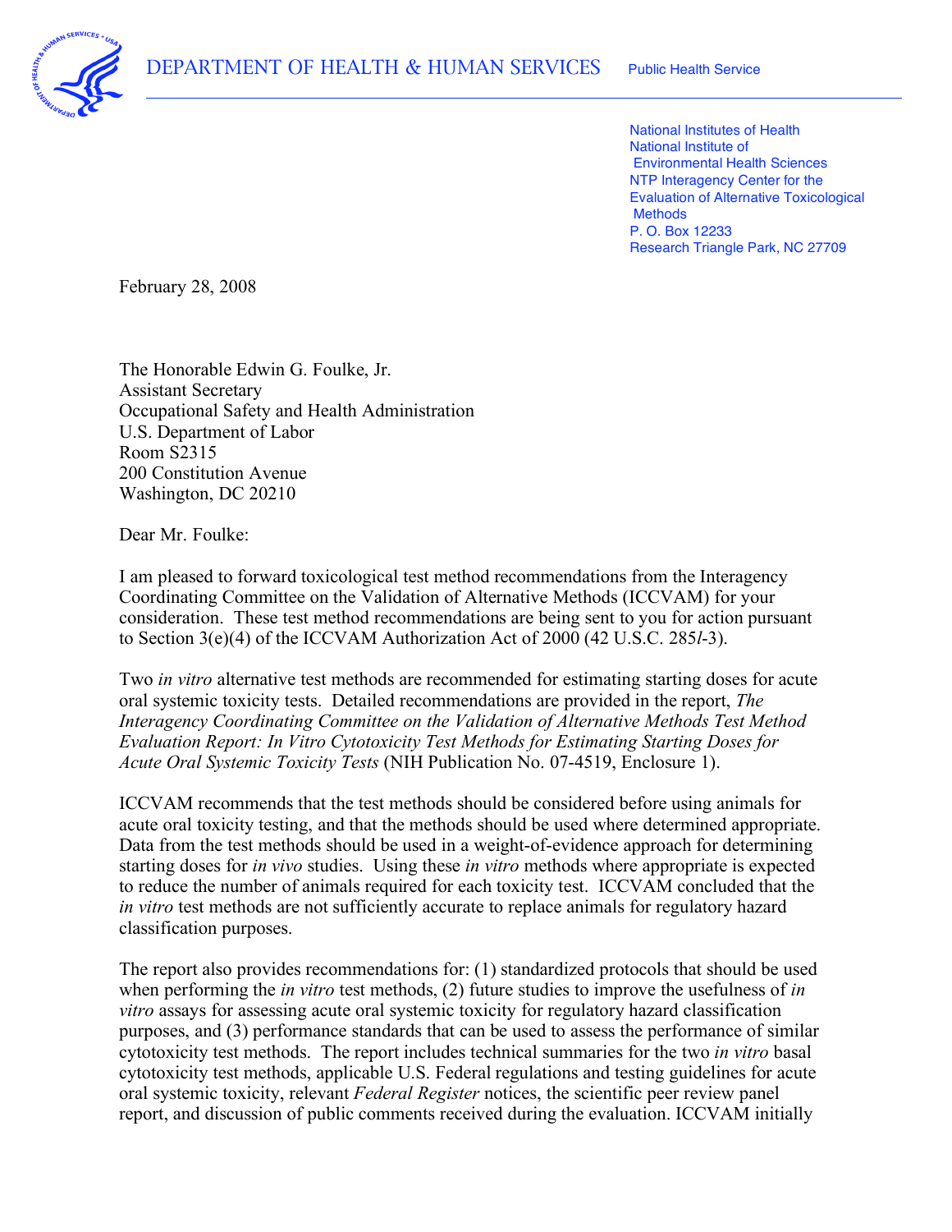DEPARTMENT OF HEALTH & HUMAN SERVICES Public Health Service

National Institutes of Health
National Institute of Environmental Health Sciences
NTP Interagency Center for the Evaluation of Alternative Toxicological Methods
P. O. Box 12233
Research Triangle Park, NC 27709

February 28, 2008

The Honorable Edwin G. Foulke, Jr.
Assistant Secretary
Occupational Safety and Health Administration
U.S. Department of Labor
Room S2315
200 Constitution Avenue
Washington, DC 20210

Dear Mr. Foulke:

I am pleased to forward toxicological test method recommendations from the Interagency Coordinating Committee on the Validation of Alternative Methods (ICCVAM) for your consideration. These test method recommendations are being sent to you for action pursuant to Section 3(e)(4) of the ICCVAM Authorization Act of 2000 (42 U.S.C. 285*l*-3).

Two *in vitro* alternative test methods are recommended for estimating starting doses for acute oral systemic toxicity tests. Detailed recommendations are provided in the report, *The Interagency Coordinating Committee on the Validation of Alternative Methods Test Method Evaluation Report: In Vitro Cytotoxicity Test Methods for Estimating Starting Doses for Acute Oral Systemic Toxicity Tests* (NIH Publication No. 07-4519, Enclosure 1).

ICCVAM recommends that the test methods should be considered before using animals for acute oral toxicity testing, and that the methods should be used where determined appropriate. Data from the test methods should be used in a weight-of-evidence approach for determining starting doses for *in vivo* studies. Using these *in vitro* methods where appropriate is expected to reduce the number of animals required for each toxicity test. ICCVAM concluded that the *in vitro* test methods are not sufficiently accurate to replace animals for regulatory hazard classification purposes.

The report also provides recommendations for: (1) standardized protocols that should be used when performing the *in vitro* test methods, (2) future studies to improve the usefulness of *in vitro* assays for assessing acute oral systemic toxicity for regulatory hazard classification purposes, and (3) performance standards that can be used to assess the performance of similar cytotoxicity test methods. The report includes technical summaries for the two *in vitro* basal cytotoxicity test methods, applicable U.S. Federal regulations and testing guidelines for acute oral systemic toxicity, relevant *Federal Register* notices, the scientific peer review panel report, and discussion of public comments received during the evaluation. ICCVAM initially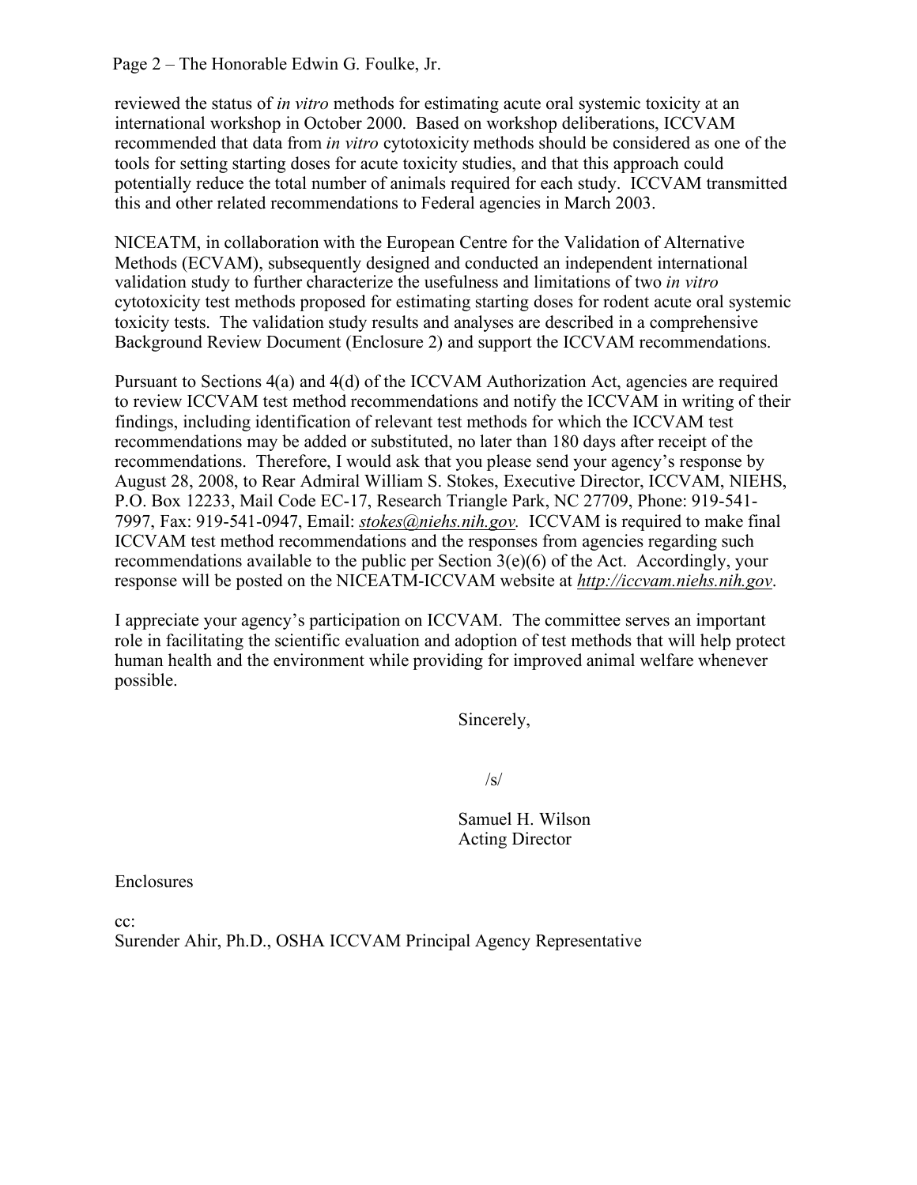reviewed the status of *in vitro* methods for estimating acute oral systemic toxicity at an international workshop in October 2000. Based on workshop deliberations, ICCVAM recommended that data from *in vitro* cytotoxicity methods should be considered as one of the tools for setting starting doses for acute toxicity studies, and that this approach could potentially reduce the total number of animals required for each study. ICCVAM transmitted this and other related recommendations to Federal agencies in March 2003.

NICEATM, in collaboration with the European Centre for the Validation of Alternative Methods (ECVAM), subsequently designed and conducted an independent international validation study to further characterize the usefulness and limitations of two *in vitro* cytotoxicity test methods proposed for estimating starting doses for rodent acute oral systemic toxicity tests. The validation study results and analyses are described in a comprehensive Background Review Document (Enclosure 2) and support the ICCVAM recommendations.

Pursuant to Sections 4(a) and 4(d) of the ICCVAM Authorization Act, agencies are required to review ICCVAM test method recommendations and notify the ICCVAM in writing of their findings, including identification of relevant test methods for which the ICCVAM test recommendations may be added or substituted, no later than 180 days after receipt of the recommendations. Therefore, I would ask that you please send your agency's response by August 28, 2008, to Rear Admiral William S. Stokes, Executive Director, ICCVAM, NIEHS, P.O. Box 12233, Mail Code EC-17, Research Triangle Park, NC 27709, Phone: 919-541-7997, Fax: 919-541-0947, Email: *stokes@niehs.nih.gov*. ICCVAM is required to make final ICCVAM test method recommendations and the responses from agencies regarding such recommendations available to the public per Section 3(e)(6) of the Act. Accordingly, your response will be posted on the NICEATM-ICCVAM website at *http://iccvam.niehs.nih.gov*.

I appreciate your agency's participation on ICCVAM. The committee serves an important role in facilitating the scientific evaluation and adoption of test methods that will help protect human health and the environment while providing for improved animal welfare whenever possible.

Sincerely,

/s/

Samuel H. Wilson
Acting Director

Enclosures

cc:
Surender Ahir, Ph.D., OSHA ICCVAM Principal Agency Representative